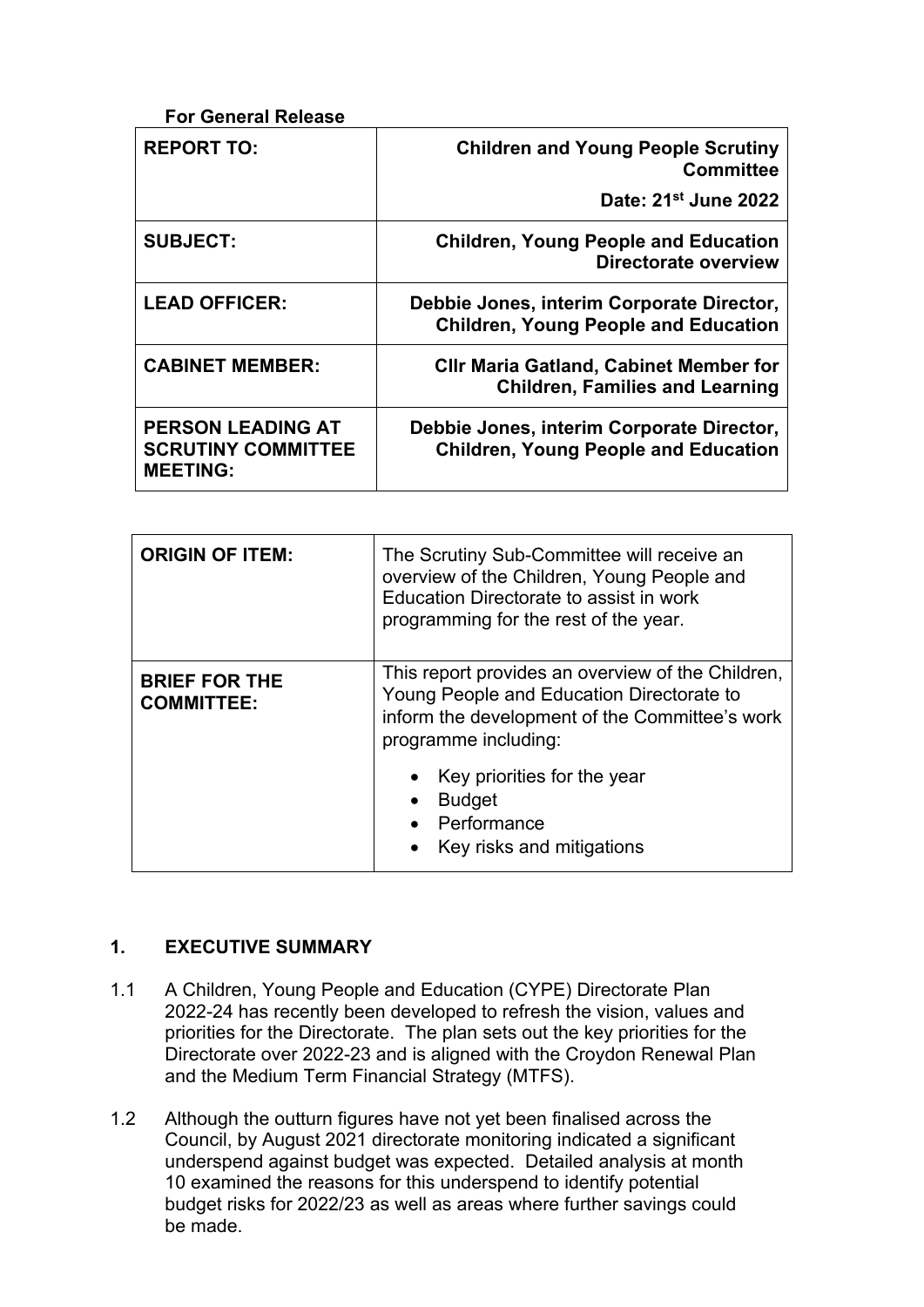**For General Release**

| REPORT TO: | Children and Young People Scrutiny Committee<br>Date: 21st June 2022 |
|---|---|
| SUBJECT: | Children, Young People and Education Directorate overview |
| LEAD OFFICER: | Debbie Jones, interim Corporate Director, Children, Young People and Education |
| CABINET MEMBER: | Cllr Maria Gatland, Cabinet Member for Children, Families and Learning |
| PERSON LEADING AT SCRUTINY COMMITTEE MEETING: | Debbie Jones, interim Corporate Director, Children, Young People and Education |

| ORIGIN OF ITEM: | The Scrutiny Sub-Committee will receive an overview of the Children, Young People and Education Directorate to assist in work programming for the rest of the year. |
|---|---|
| BRIEF FOR THE COMMITTEE: | This report provides an overview of the Children, Young People and Education Directorate to inform the development of the Committee's work programme including:<br>• Key priorities for the year<br>• Budget<br>• Performance<br>• Key risks and mitigations |

## 1. EXECUTIVE SUMMARY

1.1 A Children, Young People and Education (CYPE) Directorate Plan 2022-24 has recently been developed to refresh the vision, values and priorities for the Directorate. The plan sets out the key priorities for the Directorate over 2022-23 and is aligned with the Croydon Renewal Plan and the Medium Term Financial Strategy (MTFS).

1.2 Although the outturn figures have not yet been finalised across the Council, by August 2021 directorate monitoring indicated a significant underspend against budget was expected. Detailed analysis at month 10 examined the reasons for this underspend to identify potential budget risks for 2022/23 as well as areas where further savings could be made.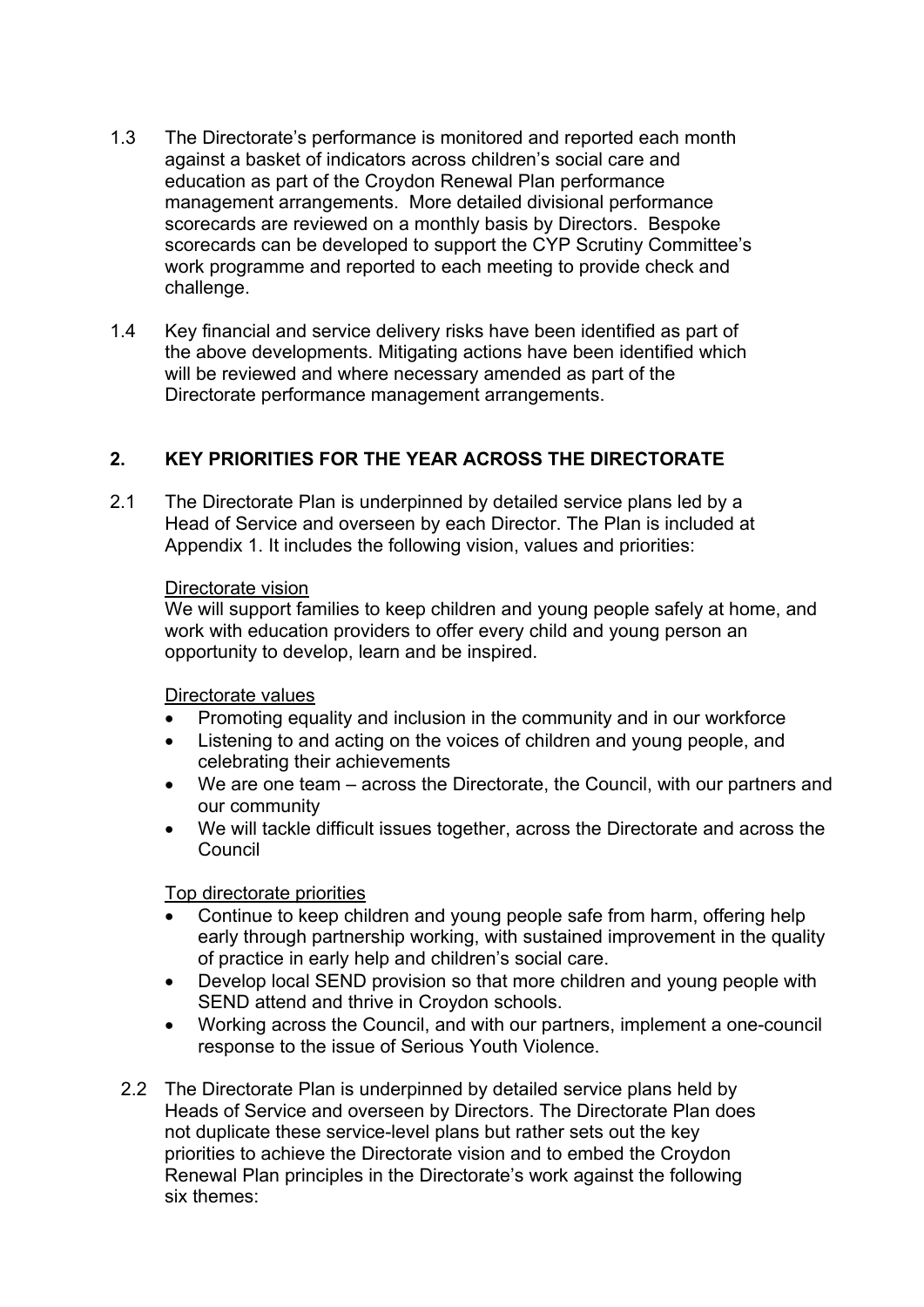1.3 The Directorate's performance is monitored and reported each month against a basket of indicators across children's social care and education as part of the Croydon Renewal Plan performance management arrangements. More detailed divisional performance scorecards are reviewed on a monthly basis by Directors. Bespoke scorecards can be developed to support the CYP Scrutiny Committee's work programme and reported to each meeting to provide check and challenge.

1.4 Key financial and service delivery risks have been identified as part of the above developments. Mitigating actions have been identified which will be reviewed and where necessary amended as part of the Directorate performance management arrangements.

## 2. KEY PRIORITIES FOR THE YEAR ACROSS THE DIRECTORATE

2.1 The Directorate Plan is underpinned by detailed service plans led by a Head of Service and overseen by each Director. The Plan is included at Appendix 1. It includes the following vision, values and priorities:

Directorate vision

We will support families to keep children and young people safely at home, and work with education providers to offer every child and young person an opportunity to develop, learn and be inspired.

Directorate values

- Promoting equality and inclusion in the community and in our workforce
- Listening to and acting on the voices of children and young people, and celebrating their achievements
- We are one team – across the Directorate, the Council, with our partners and our community
- We will tackle difficult issues together, across the Directorate and across the Council

Top directorate priorities

- Continue to keep children and young people safe from harm, offering help early through partnership working, with sustained improvement in the quality of practice in early help and children's social care.
- Develop local SEND provision so that more children and young people with SEND attend and thrive in Croydon schools.
- Working across the Council, and with our partners, implement a one-council response to the issue of Serious Youth Violence.

2.2 The Directorate Plan is underpinned by detailed service plans held by Heads of Service and overseen by Directors. The Directorate Plan does not duplicate these service-level plans but rather sets out the key priorities to achieve the Directorate vision and to embed the Croydon Renewal Plan principles in the Directorate's work against the following six themes: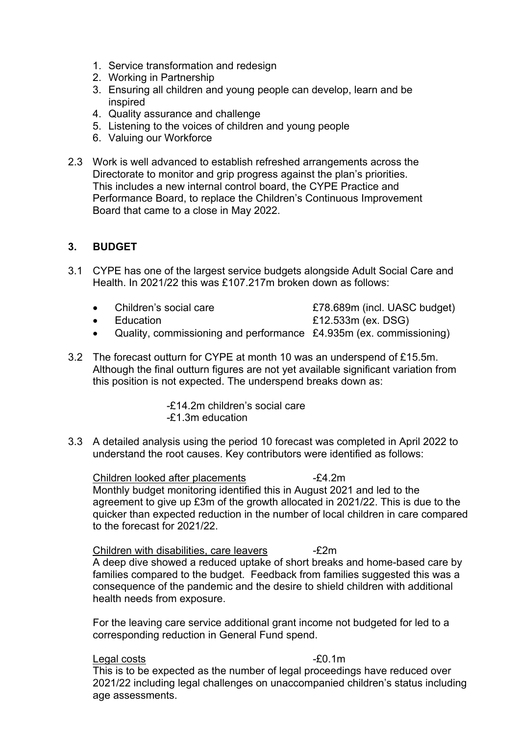1. Service transformation and redesign
2. Working in Partnership
3. Ensuring all children and young people can develop, learn and be inspired
4. Quality assurance and challenge
5. Listening to the voices of children and young people
6. Valuing our Workforce

2.3 Work is well advanced to establish refreshed arrangements across the Directorate to monitor and grip progress against the plan's priorities. This includes a new internal control board, the CYPE Practice and Performance Board, to replace the Children's Continuous Improvement Board that came to a close in May 2022.

## 3. BUDGET

3.1 CYPE has one of the largest service budgets alongside Adult Social Care and Health. In 2021/22 this was £107.217m broken down as follows:

- Children's social care — £78.689m (incl. UASC budget)
- Education — £12.533m (ex. DSG)
- Quality, commissioning and performance — £4.935m (ex. commissioning)

3.2 The forecast outturn for CYPE at month 10 was an underspend of £15.5m. Although the final outturn figures are not yet available significant variation from this position is not expected. The underspend breaks down as:

-£14.2m children's social care
-£1.3m education

3.3 A detailed analysis using the period 10 forecast was completed in April 2022 to understand the root causes. Key contributors were identified as follows:

<u>Children looked after placements</u> -£4.2m
Monthly budget monitoring identified this in August 2021 and led to the agreement to give up £3m of the growth allocated in 2021/22. This is due to the quicker than expected reduction in the number of local children in care compared to the forecast for 2021/22.

<u>Children with disabilities, care leavers</u> -£2m
A deep dive showed a reduced uptake of short breaks and home-based care by families compared to the budget. Feedback from families suggested this was a consequence of the pandemic and the desire to shield children with additional health needs from exposure.

For the leaving care service additional grant income not budgeted for led to a corresponding reduction in General Fund spend.

<u>Legal costs</u> -£0.1m
This is to be expected as the number of legal proceedings have reduced over 2021/22 including legal challenges on unaccompanied children's status including age assessments.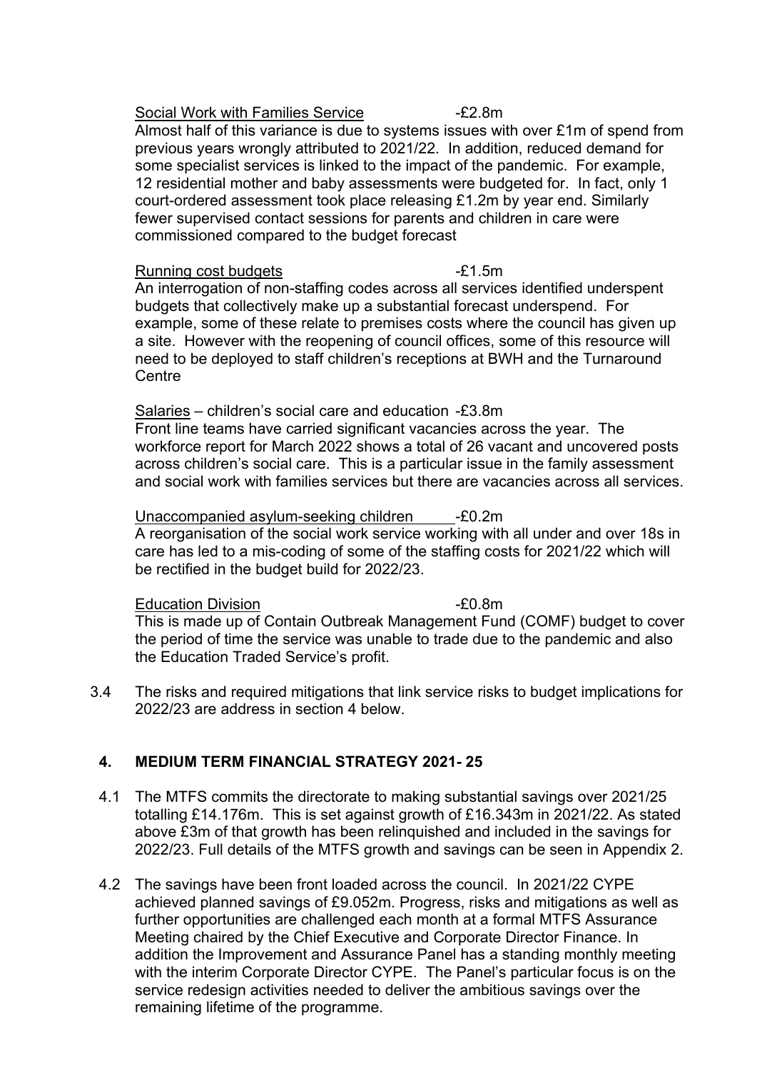Social Work with Families Service -£2.8m

Almost half of this variance is due to systems issues with over £1m of spend from previous years wrongly attributed to 2021/22. In addition, reduced demand for some specialist services is linked to the impact of the pandemic. For example, 12 residential mother and baby assessments were budgeted for. In fact, only 1 court-ordered assessment took place releasing £1.2m by year end. Similarly fewer supervised contact sessions for parents and children in care were commissioned compared to the budget forecast

Running cost budgets -£1.5m

An interrogation of non-staffing codes across all services identified underspent budgets that collectively make up a substantial forecast underspend. For example, some of these relate to premises costs where the council has given up a site. However with the reopening of council offices, some of this resource will need to be deployed to staff children's receptions at BWH and the Turnaround Centre

Salaries – children's social care and education -£3.8m

Front line teams have carried significant vacancies across the year. The workforce report for March 2022 shows a total of 26 vacant and uncovered posts across children's social care. This is a particular issue in the family assessment and social work with families services but there are vacancies across all services.

Unaccompanied asylum-seeking children -£0.2m

A reorganisation of the social work service working with all under and over 18s in care has led to a mis-coding of some of the staffing costs for 2021/22 which will be rectified in the budget build for 2022/23.

Education Division -£0.8m

This is made up of Contain Outbreak Management Fund (COMF) budget to cover the period of time the service was unable to trade due to the pandemic and also the Education Traded Service's profit.

3.4 The risks and required mitigations that link service risks to budget implications for 2022/23 are address in section 4 below.

## 4. MEDIUM TERM FINANCIAL STRATEGY 2021- 25

4.1 The MTFS commits the directorate to making substantial savings over 2021/25 totalling £14.176m. This is set against growth of £16.343m in 2021/22. As stated above £3m of that growth has been relinquished and included in the savings for 2022/23. Full details of the MTFS growth and savings can be seen in Appendix 2.

4.2 The savings have been front loaded across the council. In 2021/22 CYPE achieved planned savings of £9.052m. Progress, risks and mitigations as well as further opportunities are challenged each month at a formal MTFS Assurance Meeting chaired by the Chief Executive and Corporate Director Finance. In addition the Improvement and Assurance Panel has a standing monthly meeting with the interim Corporate Director CYPE. The Panel's particular focus is on the service redesign activities needed to deliver the ambitious savings over the remaining lifetime of the programme.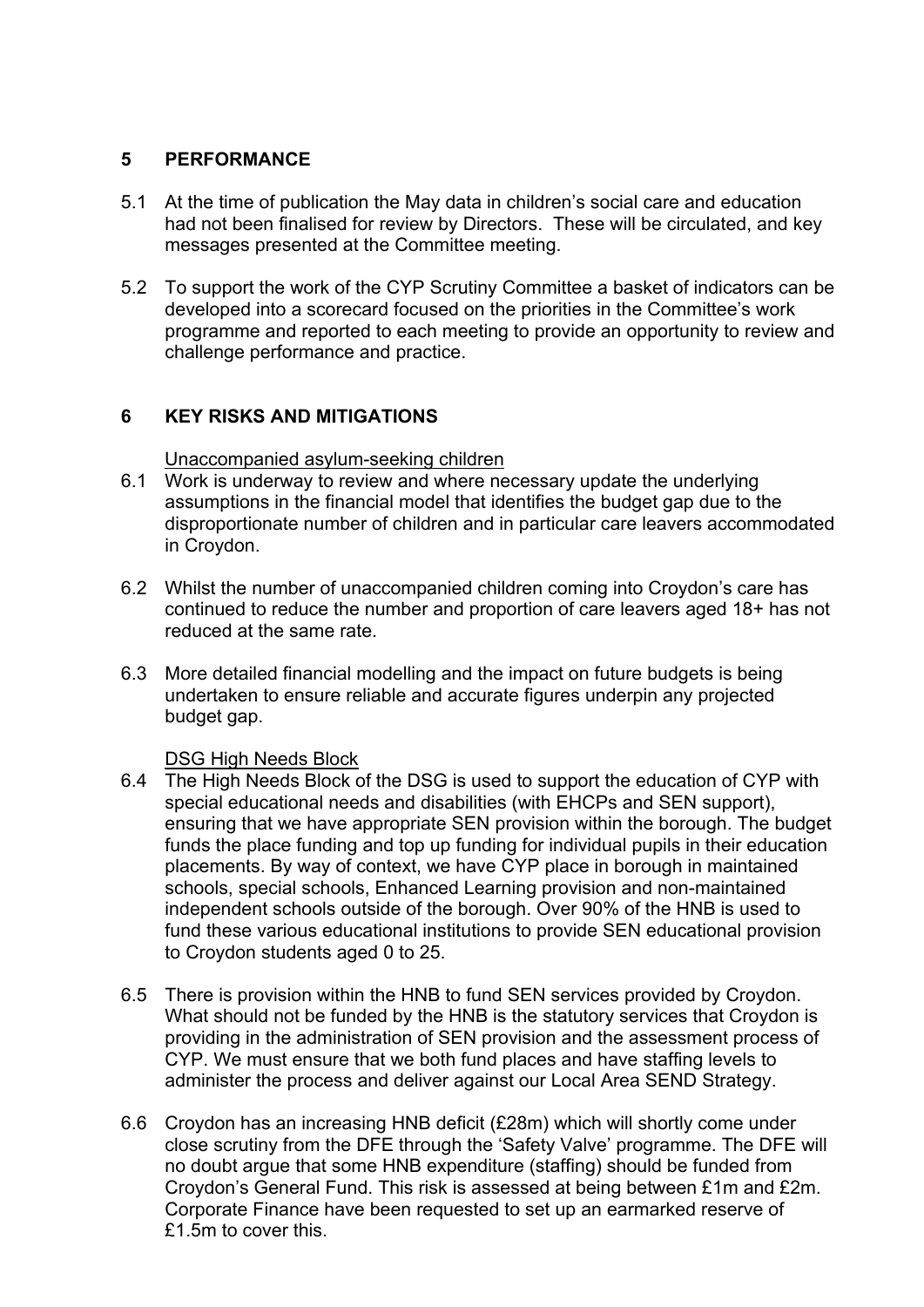## 5 PERFORMANCE

5.1 At the time of publication the May data in children's social care and education had not been finalised for review by Directors. These will be circulated, and key messages presented at the Committee meeting.

5.2 To support the work of the CYP Scrutiny Committee a basket of indicators can be developed into a scorecard focused on the priorities in the Committee's work programme and reported to each meeting to provide an opportunity to review and challenge performance and practice.

## 6 KEY RISKS AND MITIGATIONS

Unaccompanied asylum-seeking children

6.1 Work is underway to review and where necessary update the underlying assumptions in the financial model that identifies the budget gap due to the disproportionate number of children and in particular care leavers accommodated in Croydon.

6.2 Whilst the number of unaccompanied children coming into Croydon's care has continued to reduce the number and proportion of care leavers aged 18+ has not reduced at the same rate.

6.3 More detailed financial modelling and the impact on future budgets is being undertaken to ensure reliable and accurate figures underpin any projected budget gap.

DSG High Needs Block

6.4 The High Needs Block of the DSG is used to support the education of CYP with special educational needs and disabilities (with EHCPs and SEN support), ensuring that we have appropriate SEN provision within the borough. The budget funds the place funding and top up funding for individual pupils in their education placements. By way of context, we have CYP place in borough in maintained schools, special schools, Enhanced Learning provision and non-maintained independent schools outside of the borough. Over 90% of the HNB is used to fund these various educational institutions to provide SEN educational provision to Croydon students aged 0 to 25.

6.5 There is provision within the HNB to fund SEN services provided by Croydon. What should not be funded by the HNB is the statutory services that Croydon is providing in the administration of SEN provision and the assessment process of CYP. We must ensure that we both fund places and have staffing levels to administer the process and deliver against our Local Area SEND Strategy.

6.6 Croydon has an increasing HNB deficit (£28m) which will shortly come under close scrutiny from the DFE through the 'Safety Valve' programme. The DFE will no doubt argue that some HNB expenditure (staffing) should be funded from Croydon's General Fund. This risk is assessed at being between £1m and £2m. Corporate Finance have been requested to set up an earmarked reserve of £1.5m to cover this.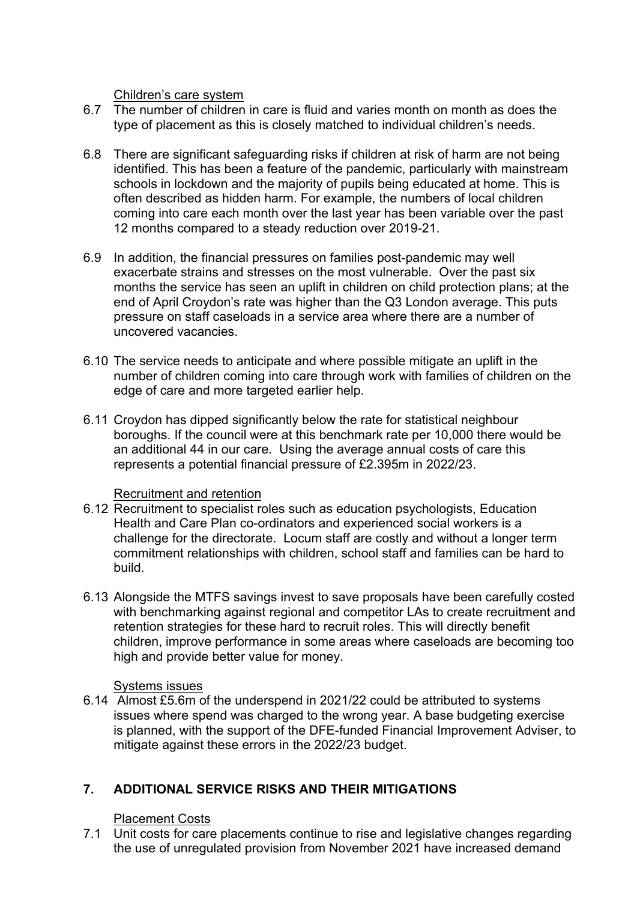Children's care system

6.7 The number of children in care is fluid and varies month on month as does the type of placement as this is closely matched to individual children's needs.

6.8 There are significant safeguarding risks if children at risk of harm are not being identified. This has been a feature of the pandemic, particularly with mainstream schools in lockdown and the majority of pupils being educated at home. This is often described as hidden harm. For example, the numbers of local children coming into care each month over the last year has been variable over the past 12 months compared to a steady reduction over 2019-21.

6.9 In addition, the financial pressures on families post-pandemic may well exacerbate strains and stresses on the most vulnerable. Over the past six months the service has seen an uplift in children on child protection plans; at the end of April Croydon's rate was higher than the Q3 London average. This puts pressure on staff caseloads in a service area where there are a number of uncovered vacancies.

6.10 The service needs to anticipate and where possible mitigate an uplift in the number of children coming into care through work with families of children on the edge of care and more targeted earlier help.

6.11 Croydon has dipped significantly below the rate for statistical neighbour boroughs. If the council were at this benchmark rate per 10,000 there would be an additional 44 in our care. Using the average annual costs of care this represents a potential financial pressure of £2.395m in 2022/23.

Recruitment and retention

6.12 Recruitment to specialist roles such as education psychologists, Education Health and Care Plan co-ordinators and experienced social workers is a challenge for the directorate. Locum staff are costly and without a longer term commitment relationships with children, school staff and families can be hard to build.

6.13 Alongside the MTFS savings invest to save proposals have been carefully costed with benchmarking against regional and competitor LAs to create recruitment and retention strategies for these hard to recruit roles. This will directly benefit children, improve performance in some areas where caseloads are becoming too high and provide better value for money.

Systems issues

6.14 Almost £5.6m of the underspend in 2021/22 could be attributed to systems issues where spend was charged to the wrong year. A base budgeting exercise is planned, with the support of the DFE-funded Financial Improvement Adviser, to mitigate against these errors in the 2022/23 budget.

## 7. ADDITIONAL SERVICE RISKS AND THEIR MITIGATIONS

Placement Costs

7.1 Unit costs for care placements continue to rise and legislative changes regarding the use of unregulated provision from November 2021 have increased demand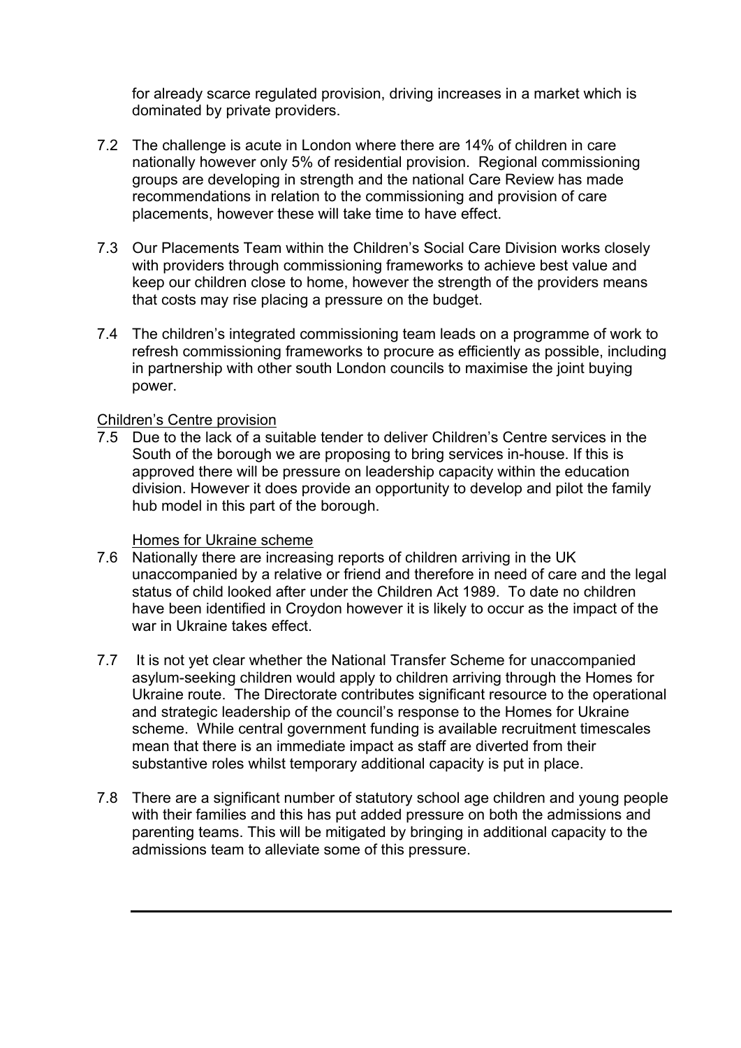for already scarce regulated provision, driving increases in a market which is dominated by private providers.

7.2 The challenge is acute in London where there are 14% of children in care nationally however only 5% of residential provision. Regional commissioning groups are developing in strength and the national Care Review has made recommendations in relation to the commissioning and provision of care placements, however these will take time to have effect.

7.3 Our Placements Team within the Children's Social Care Division works closely with providers through commissioning frameworks to achieve best value and keep our children close to home, however the strength of the providers means that costs may rise placing a pressure on the budget.

7.4 The children's integrated commissioning team leads on a programme of work to refresh commissioning frameworks to procure as efficiently as possible, including in partnership with other south London councils to maximise the joint buying power.

<u>Children's Centre provision</u>

7.5 Due to the lack of a suitable tender to deliver Children's Centre services in the South of the borough we are proposing to bring services in-house. If this is approved there will be pressure on leadership capacity within the education division. However it does provide an opportunity to develop and pilot the family hub model in this part of the borough.

<u>Homes for Ukraine scheme</u>

7.6 Nationally there are increasing reports of children arriving in the UK unaccompanied by a relative or friend and therefore in need of care and the legal status of child looked after under the Children Act 1989. To date no children have been identified in Croydon however it is likely to occur as the impact of the war in Ukraine takes effect.

7.7 It is not yet clear whether the National Transfer Scheme for unaccompanied asylum-seeking children would apply to children arriving through the Homes for Ukraine route. The Directorate contributes significant resource to the operational and strategic leadership of the council's response to the Homes for Ukraine scheme. While central government funding is available recruitment timescales mean that there is an immediate impact as staff are diverted from their substantive roles whilst temporary additional capacity is put in place.

7.8 There are a significant number of statutory school age children and young people with their families and this has put added pressure on both the admissions and parenting teams. This will be mitigated by bringing in additional capacity to the admissions team to alleviate some of this pressure.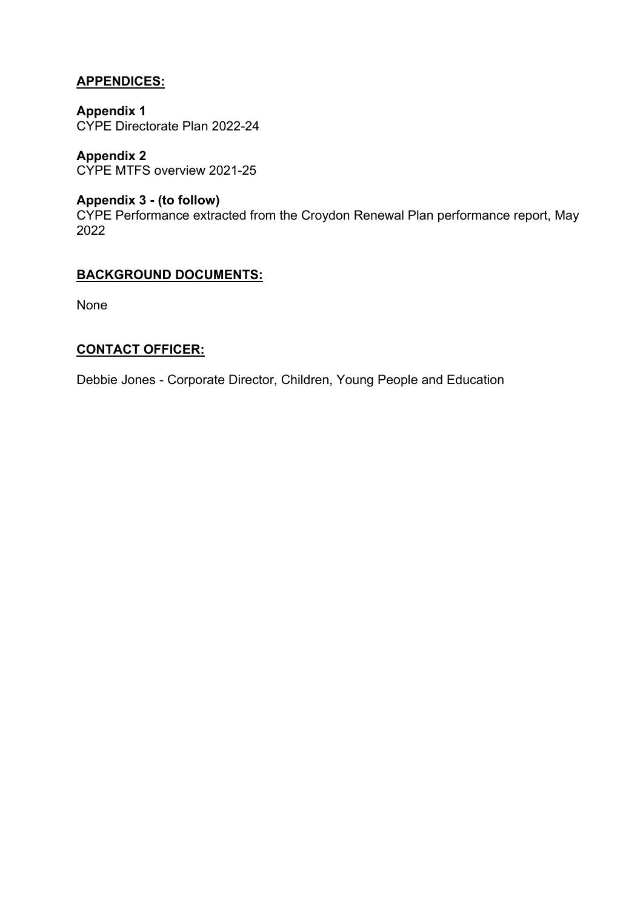## APPENDICES:

**Appendix 1**
CYPE Directorate Plan 2022-24

**Appendix 2**
CYPE MTFS overview 2021-25

**Appendix 3 - (to follow)**
CYPE Performance extracted from the Croydon Renewal Plan performance report, May 2022

## BACKGROUND DOCUMENTS:

None

## CONTACT OFFICER:

Debbie Jones - Corporate Director, Children, Young People and Education